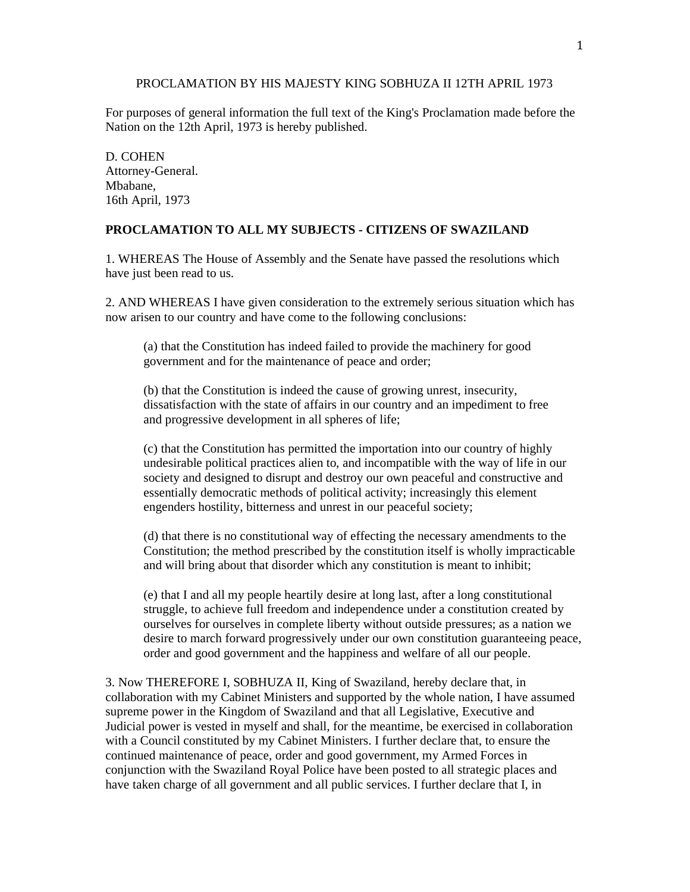PROCLAMATION BY HIS MAJESTY KING SOBHUZA II 12TH APRIL 1973

For purposes of general information the full text of the King's Proclamation made before the Nation on the 12th April, 1973 is hereby published.

D. COHEN
Attorney-General.
Mbabane,
16th April, 1973

**PROCLAMATION TO ALL MY SUBJECTS - CITIZENS OF SWAZILAND**

1. WHEREAS The House of Assembly and the Senate have passed the resolutions which have just been read to us.

2. AND WHEREAS I have given consideration to the extremely serious situation which has now arisen to our country and have come to the following conclusions:

> (a) that the Constitution has indeed failed to provide the machinery for good government and for the maintenance of peace and order;
>
> (b) that the Constitution is indeed the cause of growing unrest, insecurity, dissatisfaction with the state of affairs in our country and an impediment to free and progressive development in all spheres of life;
>
> (c) that the Constitution has permitted the importation into our country of highly undesirable political practices alien to, and incompatible with the way of life in our society and designed to disrupt and destroy our own peaceful and constructive and essentially democratic methods of political activity; increasingly this element engenders hostility, bitterness and unrest in our peaceful society;
>
> (d) that there is no constitutional way of effecting the necessary amendments to the Constitution; the method prescribed by the constitution itself is wholly impracticable and will bring about that disorder which any constitution is meant to inhibit;
>
> (e) that I and all my people heartily desire at long last, after a long constitutional struggle, to achieve full freedom and independence under a constitution created by ourselves for ourselves in complete liberty without outside pressures; as a nation we desire to march forward progressively under our own constitution guaranteeing peace, order and good government and the happiness and welfare of all our people.

3. Now THEREFORE I, SOBHUZA II, King of Swaziland, hereby declare that, in collaboration with my Cabinet Ministers and supported by the whole nation, I have assumed supreme power in the Kingdom of Swaziland and that all Legislative, Executive and Judicial power is vested in myself and shall, for the meantime, be exercised in collaboration with a Council constituted by my Cabinet Ministers. I further declare that, to ensure the continued maintenance of peace, order and good government, my Armed Forces in conjunction with the Swaziland Royal Police have been posted to all strategic places and have taken charge of all government and all public services. I further declare that I, in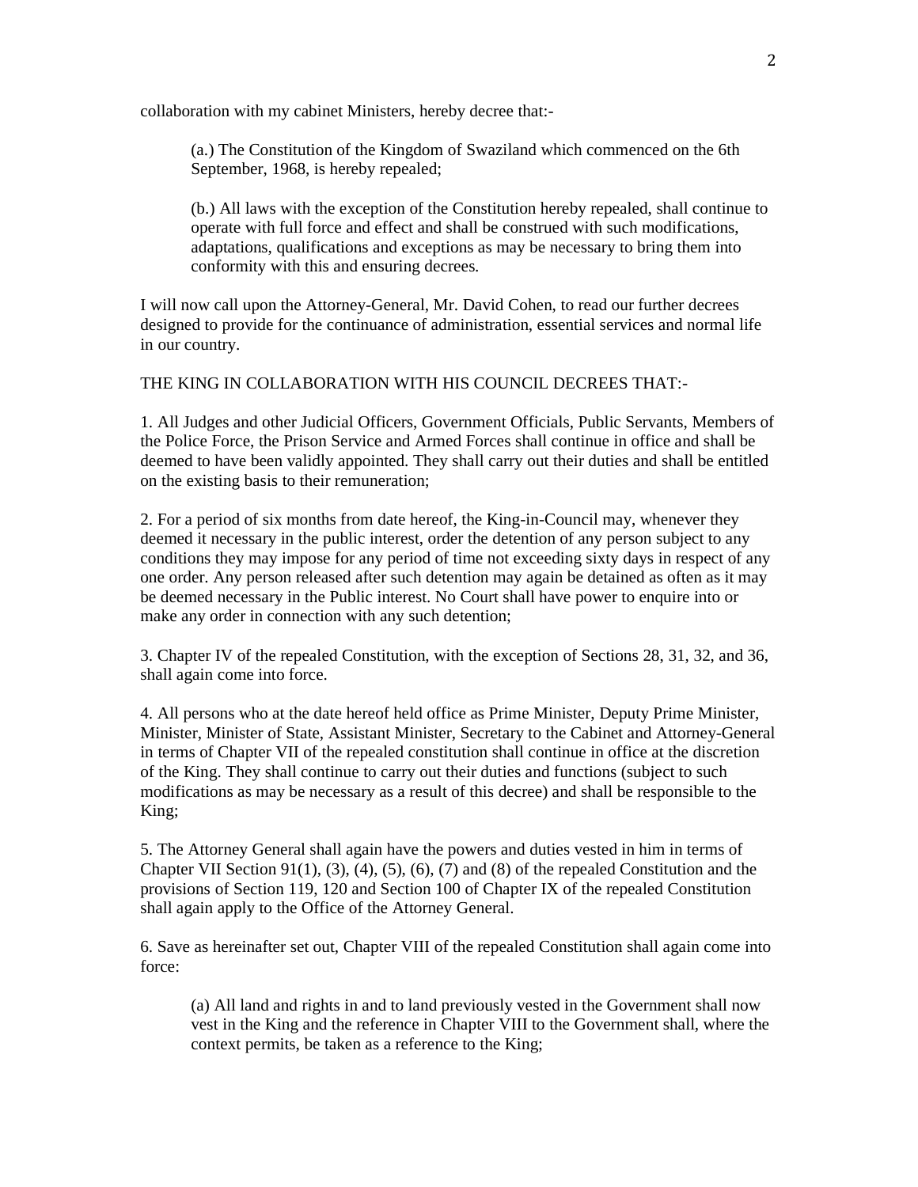collaboration with my cabinet Ministers, hereby decree that:-

> (a.) The Constitution of the Kingdom of Swaziland which commenced on the 6th September, 1968, is hereby repealed;
>
> (b.) All laws with the exception of the Constitution hereby repealed, shall continue to operate with full force and effect and shall be construed with such modifications, adaptations, qualifications and exceptions as may be necessary to bring them into conformity with this and ensuring decrees.

I will now call upon the Attorney-General, Mr. David Cohen, to read our further decrees designed to provide for the continuance of administration, essential services and normal life in our country.

THE KING IN COLLABORATION WITH HIS COUNCIL DECREES THAT:-

1. All Judges and other Judicial Officers, Government Officials, Public Servants, Members of the Police Force, the Prison Service and Armed Forces shall continue in office and shall be deemed to have been validly appointed. They shall carry out their duties and shall be entitled on the existing basis to their remuneration;

2. For a period of six months from date hereof, the King-in-Council may, whenever they deemed it necessary in the public interest, order the detention of any person subject to any conditions they may impose for any period of time not exceeding sixty days in respect of any one order. Any person released after such detention may again be detained as often as it may be deemed necessary in the Public interest. No Court shall have power to enquire into or make any order in connection with any such detention;

3. Chapter IV of the repealed Constitution, with the exception of Sections 28, 31, 32, and 36, shall again come into force.

4. All persons who at the date hereof held office as Prime Minister, Deputy Prime Minister, Minister, Minister of State, Assistant Minister, Secretary to the Cabinet and Attorney-General in terms of Chapter VII of the repealed constitution shall continue in office at the discretion of the King. They shall continue to carry out their duties and functions (subject to such modifications as may be necessary as a result of this decree) and shall be responsible to the King;

5. The Attorney General shall again have the powers and duties vested in him in terms of Chapter VII Section 91(1), (3), (4), (5), (6), (7) and (8) of the repealed Constitution and the provisions of Section 119, 120 and Section 100 of Chapter IX of the repealed Constitution shall again apply to the Office of the Attorney General.

6. Save as hereinafter set out, Chapter VIII of the repealed Constitution shall again come into force:

> (a) All land and rights in and to land previously vested in the Government shall now vest in the King and the reference in Chapter VIII to the Government shall, where the context permits, be taken as a reference to the King;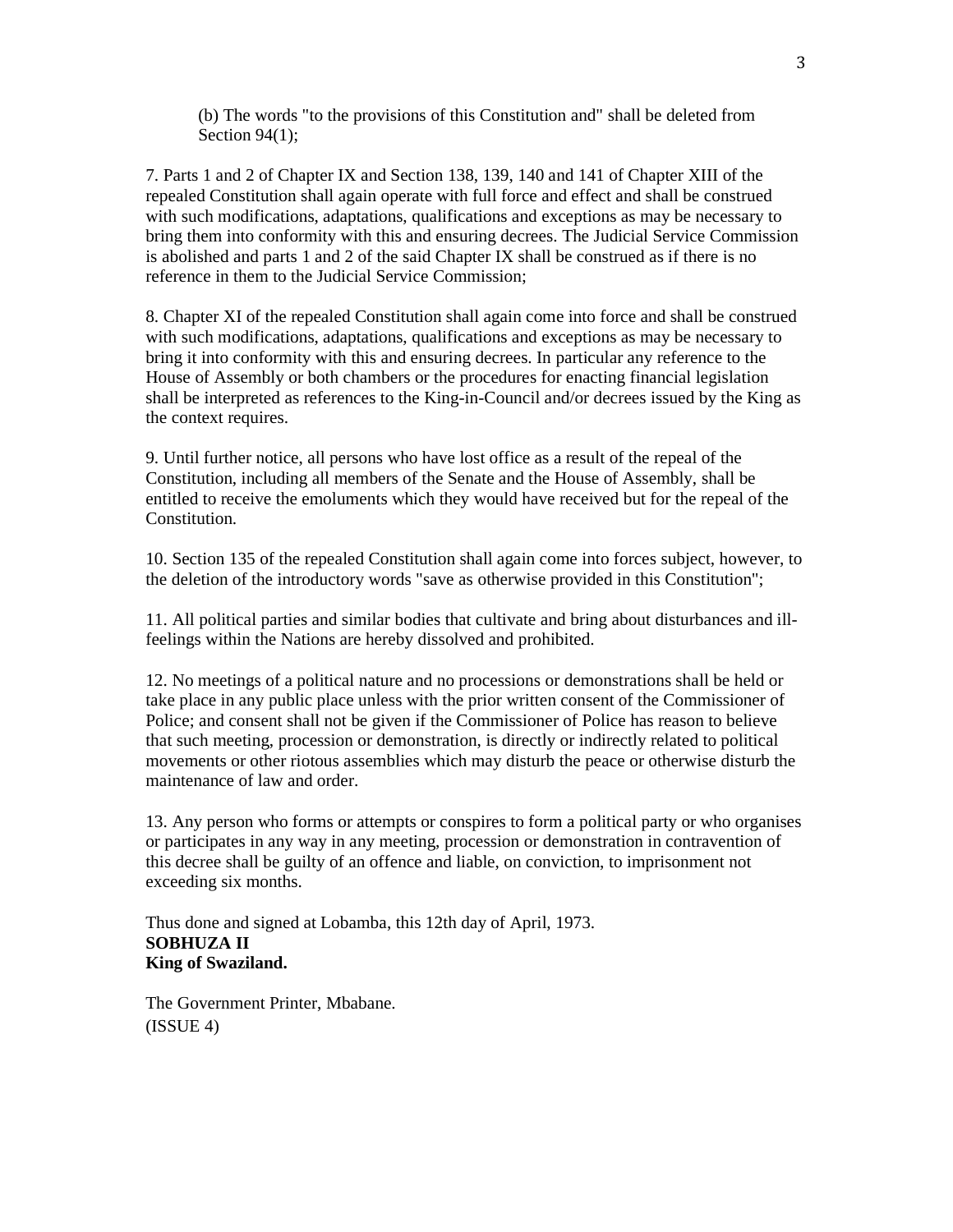(b) The words "to the provisions of this Constitution and" shall be deleted from Section 94(1);

7. Parts 1 and 2 of Chapter IX and Section 138, 139, 140 and 141 of Chapter XIII of the repealed Constitution shall again operate with full force and effect and shall be construed with such modifications, adaptations, qualifications and exceptions as may be necessary to bring them into conformity with this and ensuring decrees. The Judicial Service Commission is abolished and parts 1 and 2 of the said Chapter IX shall be construed as if there is no reference in them to the Judicial Service Commission;

8. Chapter XI of the repealed Constitution shall again come into force and shall be construed with such modifications, adaptations, qualifications and exceptions as may be necessary to bring it into conformity with this and ensuring decrees. In particular any reference to the House of Assembly or both chambers or the procedures for enacting financial legislation shall be interpreted as references to the King-in-Council and/or decrees issued by the King as the context requires.

9. Until further notice, all persons who have lost office as a result of the repeal of the Constitution, including all members of the Senate and the House of Assembly, shall be entitled to receive the emoluments which they would have received but for the repeal of the Constitution.

10. Section 135 of the repealed Constitution shall again come into forces subject, however, to the deletion of the introductory words "save as otherwise provided in this Constitution";

11. All political parties and similar bodies that cultivate and bring about disturbances and ill-feelings within the Nations are hereby dissolved and prohibited.

12. No meetings of a political nature and no processions or demonstrations shall be held or take place in any public place unless with the prior written consent of the Commissioner of Police; and consent shall not be given if the Commissioner of Police has reason to believe that such meeting, procession or demonstration, is directly or indirectly related to political movements or other riotous assemblies which may disturb the peace or otherwise disturb the maintenance of law and order.

13. Any person who forms or attempts or conspires to form a political party or who organises or participates in any way in any meeting, procession or demonstration in contravention of this decree shall be guilty of an offence and liable, on conviction, to imprisonment not exceeding six months.

Thus done and signed at Lobamba, this 12th day of April, 1973.
**SOBHUZA II**
**King of Swaziland.**

The Government Printer, Mbabane.
(ISSUE 4)